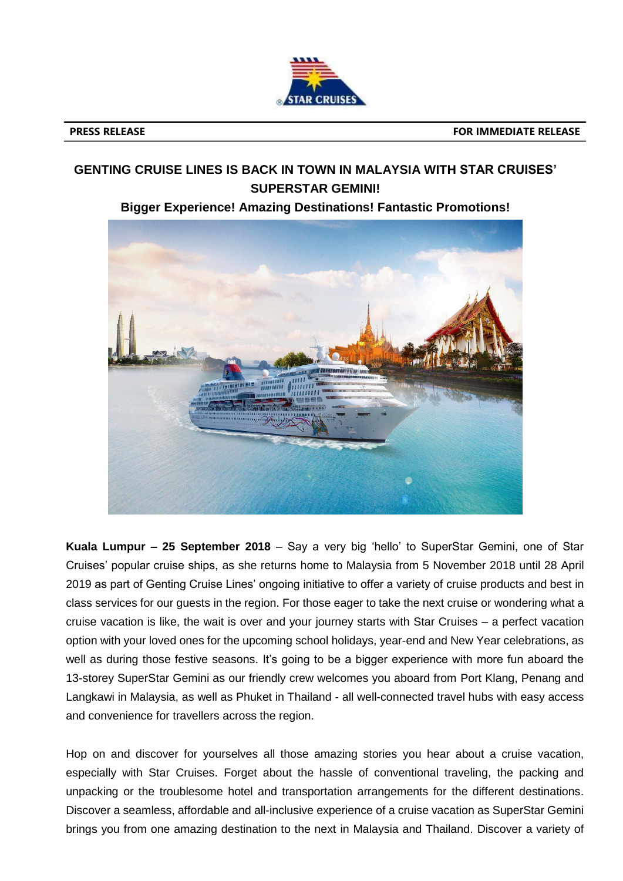**PRESS RELEASE** **FOR IMMEDIATE RELEASE**

# GENTING CRUISE LINES IS BACK IN TOWN IN MALAYSIA WITH STAR CRUISES' SUPERSTAR GEMINI!

## Bigger Experience! Amazing Destinations! Fantastic Promotions!

**Kuala Lumpur – 25 September 2018** – Say a very big 'hello' to SuperStar Gemini, one of Star Cruises' popular cruise ships, as she returns home to Malaysia from 5 November 2018 until 28 April 2019 as part of Genting Cruise Lines' ongoing initiative to offer a variety of cruise products and best in class services for our guests in the region. For those eager to take the next cruise or wondering what a cruise vacation is like, the wait is over and your journey starts with Star Cruises – a perfect vacation option with your loved ones for the upcoming school holidays, year-end and New Year celebrations, as well as during those festive seasons. It's going to be a bigger experience with more fun aboard the 13-storey SuperStar Gemini as our friendly crew welcomes you aboard from Port Klang, Penang and Langkawi in Malaysia, as well as Phuket in Thailand - all well-connected travel hubs with easy access and convenience for travellers across the region.

Hop on and discover for yourselves all those amazing stories you hear about a cruise vacation, especially with Star Cruises. Forget about the hassle of conventional traveling, the packing and unpacking or the troublesome hotel and transportation arrangements for the different destinations. Discover a seamless, affordable and all-inclusive experience of a cruise vacation as SuperStar Gemini brings you from one amazing destination to the next in Malaysia and Thailand. Discover a variety of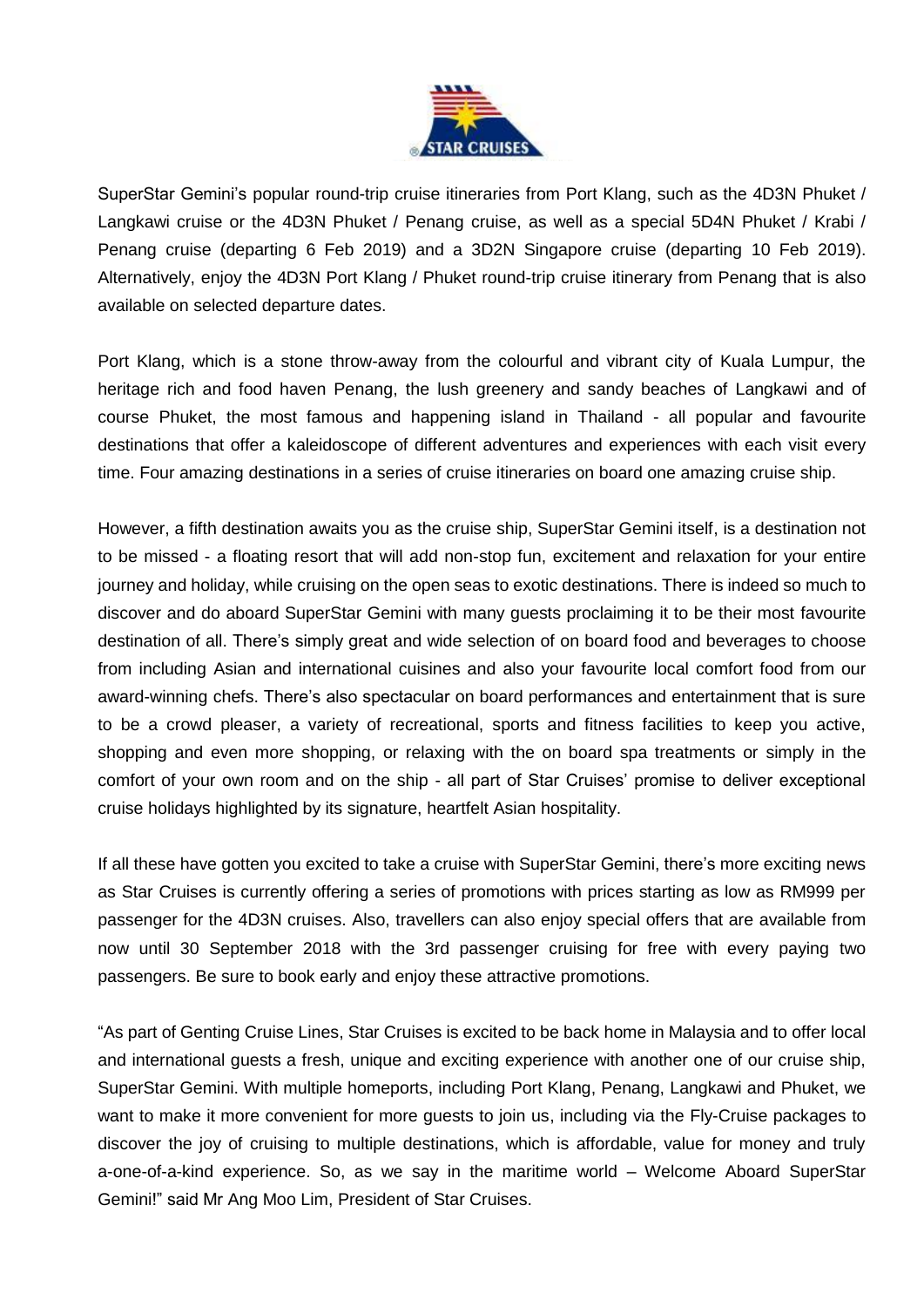SuperStar Gemini's popular round-trip cruise itineraries from Port Klang, such as the 4D3N Phuket / Langkawi cruise or the 4D3N Phuket / Penang cruise, as well as a special 5D4N Phuket / Krabi / Penang cruise (departing 6 Feb 2019) and a 3D2N Singapore cruise (departing 10 Feb 2019). Alternatively, enjoy the 4D3N Port Klang / Phuket round-trip cruise itinerary from Penang that is also available on selected departure dates.

Port Klang, which is a stone throw-away from the colourful and vibrant city of Kuala Lumpur, the heritage rich and food haven Penang, the lush greenery and sandy beaches of Langkawi and of course Phuket, the most famous and happening island in Thailand - all popular and favourite destinations that offer a kaleidoscope of different adventures and experiences with each visit every time. Four amazing destinations in a series of cruise itineraries on board one amazing cruise ship.

However, a fifth destination awaits you as the cruise ship, SuperStar Gemini itself, is a destination not to be missed - a floating resort that will add non-stop fun, excitement and relaxation for your entire journey and holiday, while cruising on the open seas to exotic destinations. There is indeed so much to discover and do aboard SuperStar Gemini with many guests proclaiming it to be their most favourite destination of all. There's simply great and wide selection of on board food and beverages to choose from including Asian and international cuisines and also your favourite local comfort food from our award-winning chefs. There's also spectacular on board performances and entertainment that is sure to be a crowd pleaser, a variety of recreational, sports and fitness facilities to keep you active, shopping and even more shopping, or relaxing with the on board spa treatments or simply in the comfort of your own room and on the ship - all part of Star Cruises' promise to deliver exceptional cruise holidays highlighted by its signature, heartfelt Asian hospitality.

If all these have gotten you excited to take a cruise with SuperStar Gemini, there's more exciting news as Star Cruises is currently offering a series of promotions with prices starting as low as RM999 per passenger for the 4D3N cruises. Also, travellers can also enjoy special offers that are available from now until 30 September 2018 with the 3rd passenger cruising for free with every paying two passengers. Be sure to book early and enjoy these attractive promotions.

"As part of Genting Cruise Lines, Star Cruises is excited to be back home in Malaysia and to offer local and international guests a fresh, unique and exciting experience with another one of our cruise ship, SuperStar Gemini. With multiple homeports, including Port Klang, Penang, Langkawi and Phuket, we want to make it more convenient for more guests to join us, including via the Fly-Cruise packages to discover the joy of cruising to multiple destinations, which is affordable, value for money and truly a-one-of-a-kind experience. So, as we say in the maritime world – Welcome Aboard SuperStar Gemini!" said Mr Ang Moo Lim, President of Star Cruises.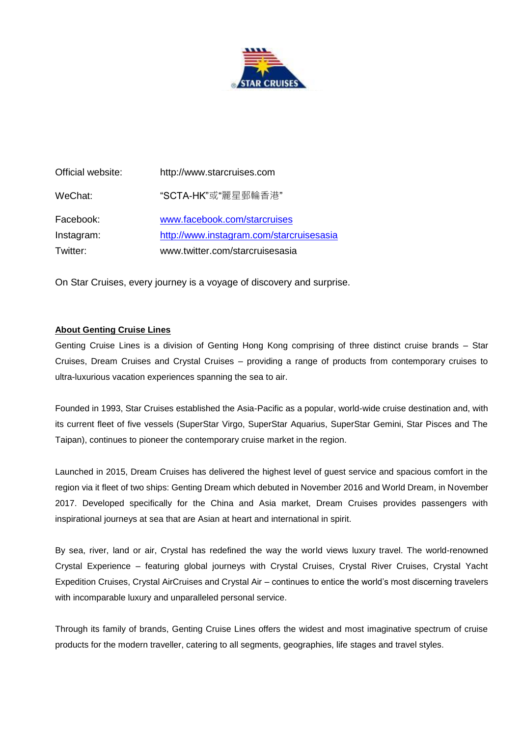| | |
|---|---|
| Official website: | http://www.starcruises.com |
| WeChat: | "SCTA-HK"或"麗星郵輪香港" |
| Facebook: | www.facebook.com/starcruises |
| Instagram: | http://www.instagram.com/starcruisesasia |
| Twitter: | www.twitter.com/starcruisesasia |

On Star Cruises, every journey is a voyage of discovery and surprise.

**About Genting Cruise Lines**

Genting Cruise Lines is a division of Genting Hong Kong comprising of three distinct cruise brands – Star Cruises, Dream Cruises and Crystal Cruises – providing a range of products from contemporary cruises to ultra-luxurious vacation experiences spanning the sea to air.

Founded in 1993, Star Cruises established the Asia-Pacific as a popular, world-wide cruise destination and, with its current fleet of five vessels (SuperStar Virgo, SuperStar Aquarius, SuperStar Gemini, Star Pisces and The Taipan), continues to pioneer the contemporary cruise market in the region.

Launched in 2015, Dream Cruises has delivered the highest level of guest service and spacious comfort in the region via it fleet of two ships: Genting Dream which debuted in November 2016 and World Dream, in November 2017. Developed specifically for the China and Asia market, Dream Cruises provides passengers with inspirational journeys at sea that are Asian at heart and international in spirit.

By sea, river, land or air, Crystal has redefined the way the world views luxury travel. The world-renowned Crystal Experience – featuring global journeys with Crystal Cruises, Crystal River Cruises, Crystal Yacht Expedition Cruises, Crystal AirCruises and Crystal Air – continues to entice the world's most discerning travelers with incomparable luxury and unparalleled personal service.

Through its family of brands, Genting Cruise Lines offers the widest and most imaginative spectrum of cruise products for the modern traveller, catering to all segments, geographies, life stages and travel styles.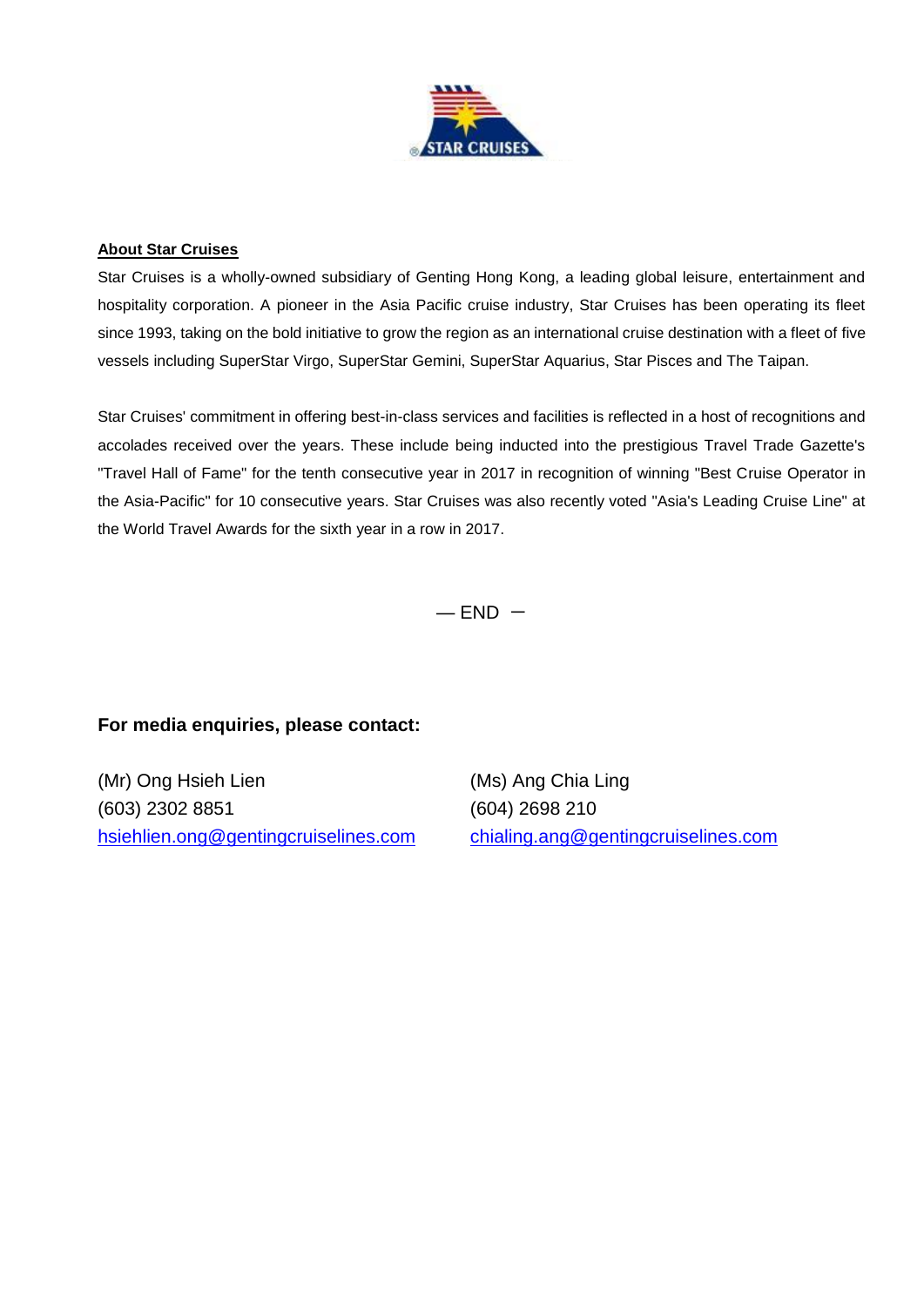**About Star Cruises**

Star Cruises is a wholly-owned subsidiary of Genting Hong Kong, a leading global leisure, entertainment and hospitality corporation. A pioneer in the Asia Pacific cruise industry, Star Cruises has been operating its fleet since 1993, taking on the bold initiative to grow the region as an international cruise destination with a fleet of five vessels including SuperStar Virgo, SuperStar Gemini, SuperStar Aquarius, Star Pisces and The Taipan.

Star Cruises' commitment in offering best-in-class services and facilities is reflected in a host of recognitions and accolades received over the years. These include being inducted into the prestigious Travel Trade Gazette's "Travel Hall of Fame" for the tenth consecutive year in 2017 in recognition of winning "Best Cruise Operator in the Asia-Pacific" for 10 consecutive years. Star Cruises was also recently voted "Asia's Leading Cruise Line" at the World Travel Awards for the sixth year in a row in 2017.

— END —

**For media enquiries, please contact:**

(Mr) Ong Hsieh Lien
(603) 2302 8851
hsiehlien.ong@gentingcruiselines.com

(Ms) Ang Chia Ling
(604) 2698 210
chialing.ang@gentingcruiselines.com